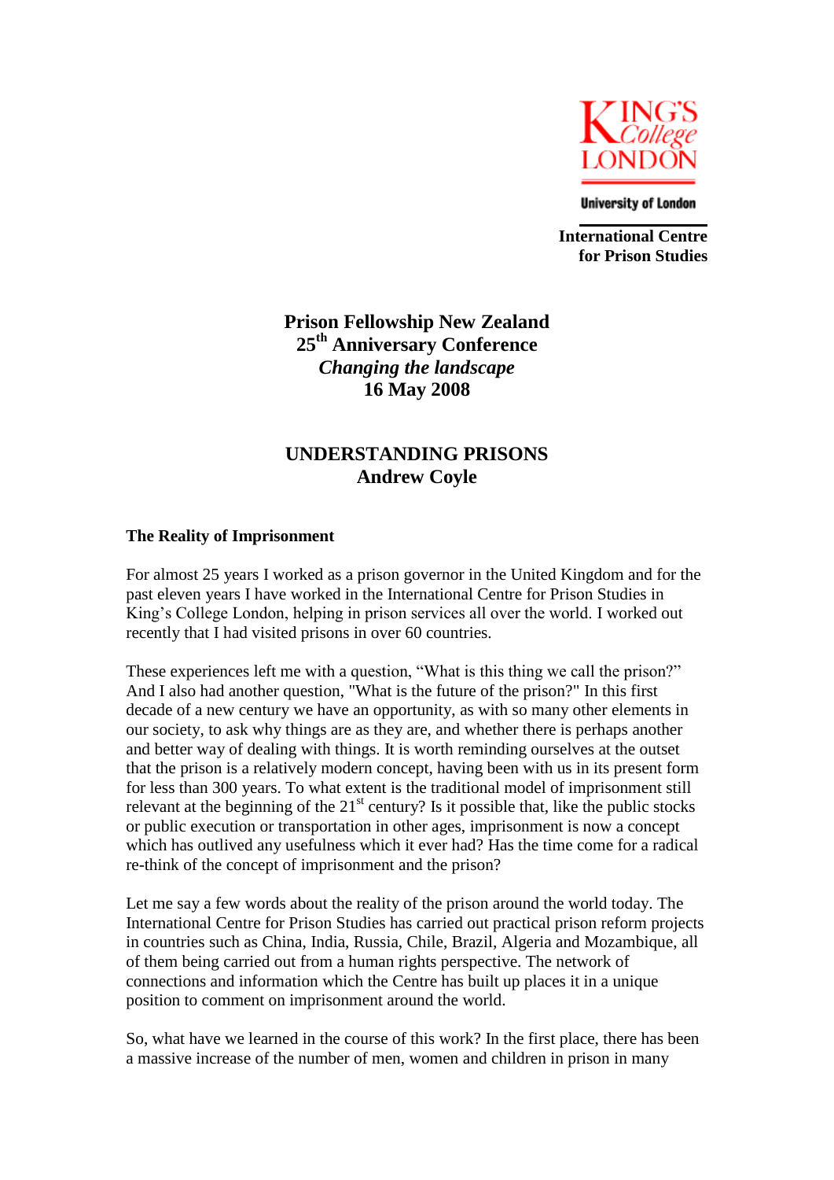King's College London

University of London

**International Centre for Prison Studies**

**Prison Fellowship New Zealand**
**25th Anniversary Conference**
***Changing the landscape***
**16 May 2008**

# UNDERSTANDING PRISONS
**Andrew Coyle**

## The Reality of Imprisonment

For almost 25 years I worked as a prison governor in the United Kingdom and for the past eleven years I have worked in the International Centre for Prison Studies in King's College London, helping in prison services all over the world. I worked out recently that I had visited prisons in over 60 countries.

These experiences left me with a question, "What is this thing we call the prison?" And I also had another question, "What is the future of the prison?" In this first decade of a new century we have an opportunity, as with so many other elements in our society, to ask why things are as they are, and whether there is perhaps another and better way of dealing with things. It is worth reminding ourselves at the outset that the prison is a relatively modern concept, having been with us in its present form for less than 300 years. To what extent is the traditional model of imprisonment still relevant at the beginning of the 21st century? Is it possible that, like the public stocks or public execution or transportation in other ages, imprisonment is now a concept which has outlived any usefulness which it ever had? Has the time come for a radical re-think of the concept of imprisonment and the prison?

Let me say a few words about the reality of the prison around the world today. The International Centre for Prison Studies has carried out practical prison reform projects in countries such as China, India, Russia, Chile, Brazil, Algeria and Mozambique, all of them being carried out from a human rights perspective. The network of connections and information which the Centre has built up places it in a unique position to comment on imprisonment around the world.

So, what have we learned in the course of this work? In the first place, there has been a massive increase of the number of men, women and children in prison in many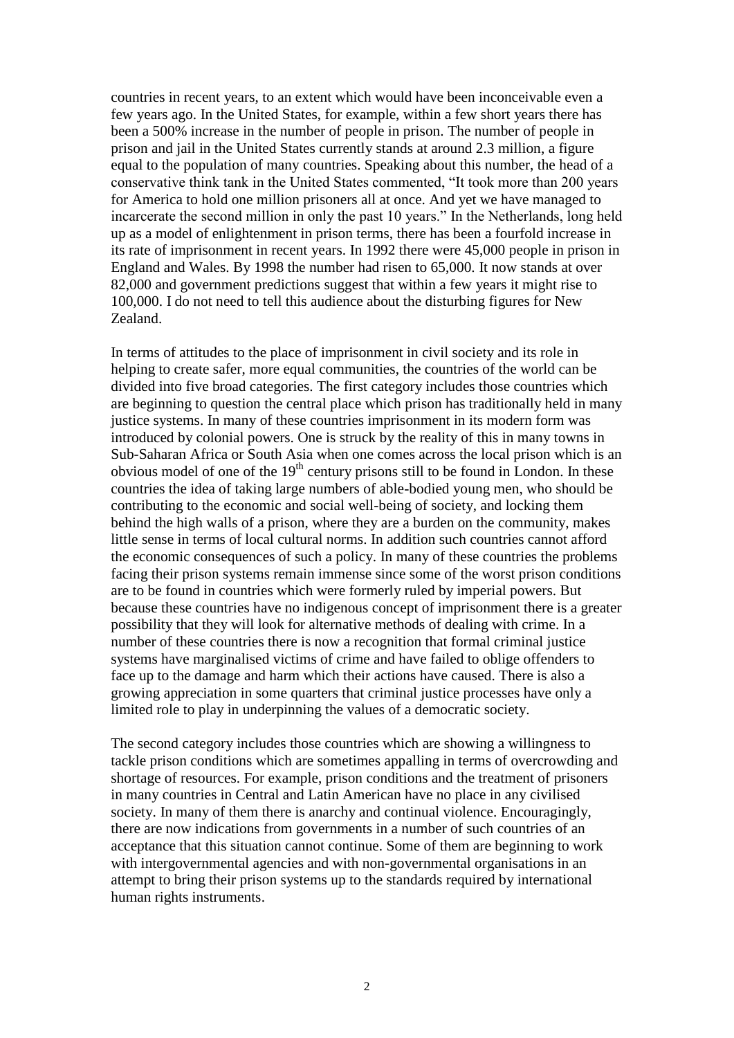countries in recent years, to an extent which would have been inconceivable even a few years ago. In the United States, for example, within a few short years there has been a 500% increase in the number of people in prison. The number of people in prison and jail in the United States currently stands at around 2.3 million, a figure equal to the population of many countries. Speaking about this number, the head of a conservative think tank in the United States commented, "It took more than 200 years for America to hold one million prisoners all at once. And yet we have managed to incarcerate the second million in only the past 10 years." In the Netherlands, long held up as a model of enlightenment in prison terms, there has been a fourfold increase in its rate of imprisonment in recent years. In 1992 there were 45,000 people in prison in England and Wales. By 1998 the number had risen to 65,000. It now stands at over 82,000 and government predictions suggest that within a few years it might rise to 100,000. I do not need to tell this audience about the disturbing figures for New Zealand.

In terms of attitudes to the place of imprisonment in civil society and its role in helping to create safer, more equal communities, the countries of the world can be divided into five broad categories. The first category includes those countries which are beginning to question the central place which prison has traditionally held in many justice systems. In many of these countries imprisonment in its modern form was introduced by colonial powers. One is struck by the reality of this in many towns in Sub-Saharan Africa or South Asia when one comes across the local prison which is an obvious model of one of the 19th century prisons still to be found in London. In these countries the idea of taking large numbers of able-bodied young men, who should be contributing to the economic and social well-being of society, and locking them behind the high walls of a prison, where they are a burden on the community, makes little sense in terms of local cultural norms. In addition such countries cannot afford the economic consequences of such a policy. In many of these countries the problems facing their prison systems remain immense since some of the worst prison conditions are to be found in countries which were formerly ruled by imperial powers. But because these countries have no indigenous concept of imprisonment there is a greater possibility that they will look for alternative methods of dealing with crime. In a number of these countries there is now a recognition that formal criminal justice systems have marginalised victims of crime and have failed to oblige offenders to face up to the damage and harm which their actions have caused. There is also a growing appreciation in some quarters that criminal justice processes have only a limited role to play in underpinning the values of a democratic society.

The second category includes those countries which are showing a willingness to tackle prison conditions which are sometimes appalling in terms of overcrowding and shortage of resources. For example, prison conditions and the treatment of prisoners in many countries in Central and Latin American have no place in any civilised society. In many of them there is anarchy and continual violence. Encouragingly, there are now indications from governments in a number of such countries of an acceptance that this situation cannot continue. Some of them are beginning to work with intergovernmental agencies and with non-governmental organisations in an attempt to bring their prison systems up to the standards required by international human rights instruments.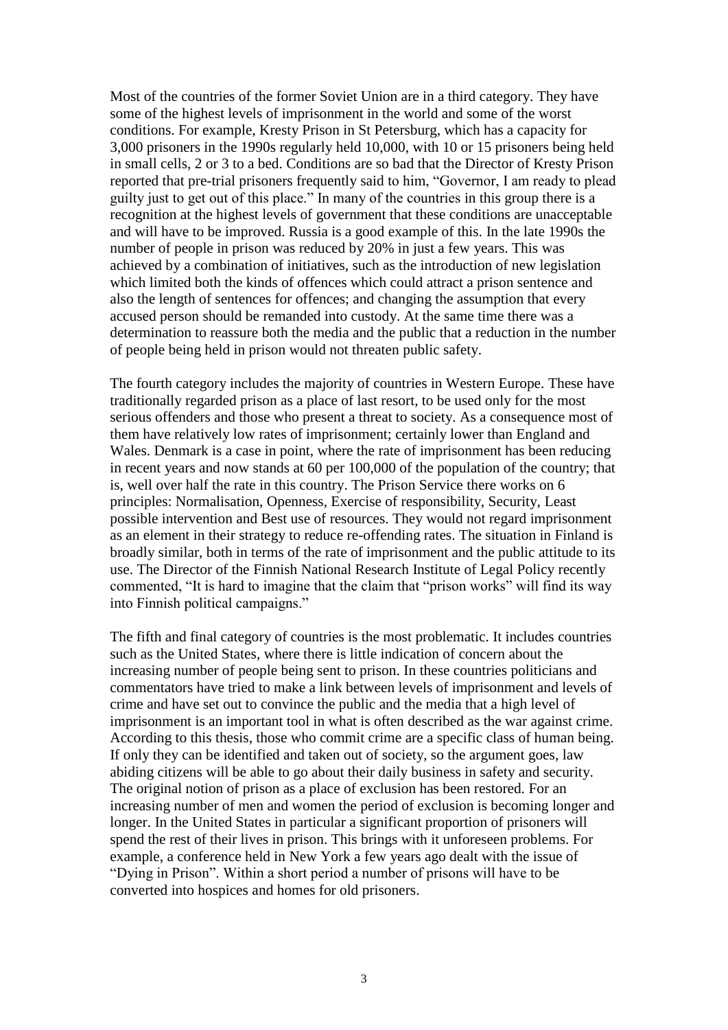Most of the countries of the former Soviet Union are in a third category. They have some of the highest levels of imprisonment in the world and some of the worst conditions. For example, Kresty Prison in St Petersburg, which has a capacity for 3,000 prisoners in the 1990s regularly held 10,000, with 10 or 15 prisoners being held in small cells, 2 or 3 to a bed. Conditions are so bad that the Director of Kresty Prison reported that pre-trial prisoners frequently said to him, "Governor, I am ready to plead guilty just to get out of this place." In many of the countries in this group there is a recognition at the highest levels of government that these conditions are unacceptable and will have to be improved. Russia is a good example of this. In the late 1990s the number of people in prison was reduced by 20% in just a few years. This was achieved by a combination of initiatives, such as the introduction of new legislation which limited both the kinds of offences which could attract a prison sentence and also the length of sentences for offences; and changing the assumption that every accused person should be remanded into custody. At the same time there was a determination to reassure both the media and the public that a reduction in the number of people being held in prison would not threaten public safety.

The fourth category includes the majority of countries in Western Europe. These have traditionally regarded prison as a place of last resort, to be used only for the most serious offenders and those who present a threat to society. As a consequence most of them have relatively low rates of imprisonment; certainly lower than England and Wales. Denmark is a case in point, where the rate of imprisonment has been reducing in recent years and now stands at 60 per 100,000 of the population of the country; that is, well over half the rate in this country. The Prison Service there works on 6 principles: Normalisation, Openness, Exercise of responsibility, Security, Least possible intervention and Best use of resources. They would not regard imprisonment as an element in their strategy to reduce re-offending rates. The situation in Finland is broadly similar, both in terms of the rate of imprisonment and the public attitude to its use. The Director of the Finnish National Research Institute of Legal Policy recently commented, "It is hard to imagine that the claim that "prison works" will find its way into Finnish political campaigns."

The fifth and final category of countries is the most problematic. It includes countries such as the United States, where there is little indication of concern about the increasing number of people being sent to prison. In these countries politicians and commentators have tried to make a link between levels of imprisonment and levels of crime and have set out to convince the public and the media that a high level of imprisonment is an important tool in what is often described as the war against crime. According to this thesis, those who commit crime are a specific class of human being. If only they can be identified and taken out of society, so the argument goes, law abiding citizens will be able to go about their daily business in safety and security. The original notion of prison as a place of exclusion has been restored. For an increasing number of men and women the period of exclusion is becoming longer and longer. In the United States in particular a significant proportion of prisoners will spend the rest of their lives in prison. This brings with it unforeseen problems. For example, a conference held in New York a few years ago dealt with the issue of "Dying in Prison". Within a short period a number of prisons will have to be converted into hospices and homes for old prisoners.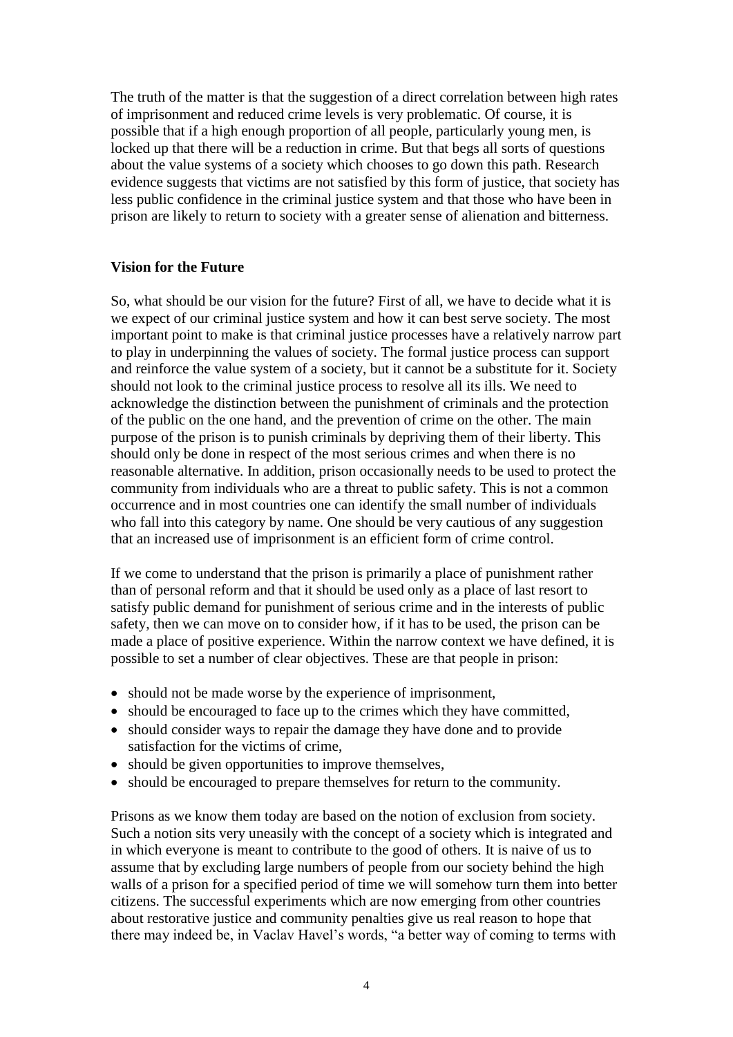The truth of the matter is that the suggestion of a direct correlation between high rates of imprisonment and reduced crime levels is very problematic. Of course, it is possible that if a high enough proportion of all people, particularly young men, is locked up that there will be a reduction in crime. But that begs all sorts of questions about the value systems of a society which chooses to go down this path. Research evidence suggests that victims are not satisfied by this form of justice, that society has less public confidence in the criminal justice system and that those who have been in prison are likely to return to society with a greater sense of alienation and bitterness.

**Vision for the Future**

So, what should be our vision for the future? First of all, we have to decide what it is we expect of our criminal justice system and how it can best serve society. The most important point to make is that criminal justice processes have a relatively narrow part to play in underpinning the values of society. The formal justice process can support and reinforce the value system of a society, but it cannot be a substitute for it. Society should not look to the criminal justice process to resolve all its ills. We need to acknowledge the distinction between the punishment of criminals and the protection of the public on the one hand, and the prevention of crime on the other. The main purpose of the prison is to punish criminals by depriving them of their liberty. This should only be done in respect of the most serious crimes and when there is no reasonable alternative. In addition, prison occasionally needs to be used to protect the community from individuals who are a threat to public safety. This is not a common occurrence and in most countries one can identify the small number of individuals who fall into this category by name. One should be very cautious of any suggestion that an increased use of imprisonment is an efficient form of crime control.

If we come to understand that the prison is primarily a place of punishment rather than of personal reform and that it should be used only as a place of last resort to satisfy public demand for punishment of serious crime and in the interests of public safety, then we can move on to consider how, if it has to be used, the prison can be made a place of positive experience. Within the narrow context we have defined, it is possible to set a number of clear objectives. These are that people in prison:

- should not be made worse by the experience of imprisonment,
- should be encouraged to face up to the crimes which they have committed,
- should consider ways to repair the damage they have done and to provide satisfaction for the victims of crime,
- should be given opportunities to improve themselves,
- should be encouraged to prepare themselves for return to the community.

Prisons as we know them today are based on the notion of exclusion from society. Such a notion sits very uneasily with the concept of a society which is integrated and in which everyone is meant to contribute to the good of others. It is naive of us to assume that by excluding large numbers of people from our society behind the high walls of a prison for a specified period of time we will somehow turn them into better citizens. The successful experiments which are now emerging from other countries about restorative justice and community penalties give us real reason to hope that there may indeed be, in Vaclav Havel's words, "a better way of coming to terms with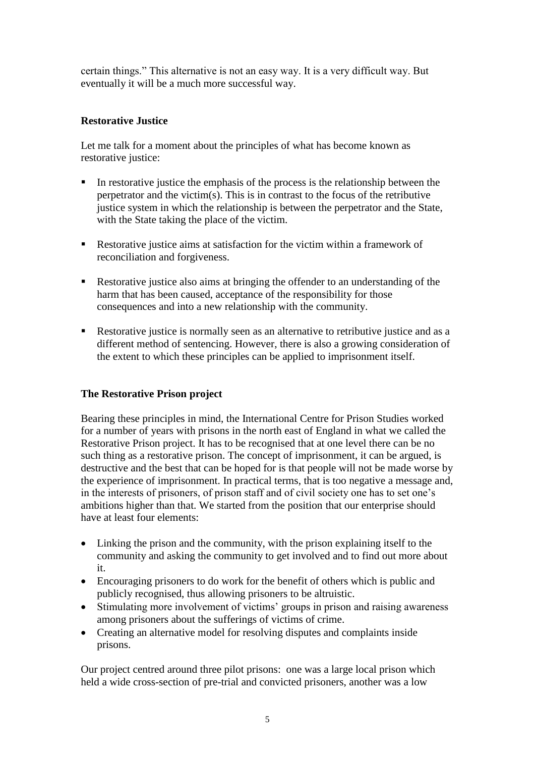certain things." This alternative is not an easy way. It is a very difficult way. But eventually it will be a much more successful way.

## Restorative Justice

Let me talk for a moment about the principles of what has become known as restorative justice:

- In restorative justice the emphasis of the process is the relationship between the perpetrator and the victim(s). This is in contrast to the focus of the retributive justice system in which the relationship is between the perpetrator and the State, with the State taking the place of the victim.
- Restorative justice aims at satisfaction for the victim within a framework of reconciliation and forgiveness.
- Restorative justice also aims at bringing the offender to an understanding of the harm that has been caused, acceptance of the responsibility for those consequences and into a new relationship with the community.
- Restorative justice is normally seen as an alternative to retributive justice and as a different method of sentencing. However, there is also a growing consideration of the extent to which these principles can be applied to imprisonment itself.

## The Restorative Prison project

Bearing these principles in mind, the International Centre for Prison Studies worked for a number of years with prisons in the north east of England in what we called the Restorative Prison project. It has to be recognised that at one level there can be no such thing as a restorative prison. The concept of imprisonment, it can be argued, is destructive and the best that can be hoped for is that people will not be made worse by the experience of imprisonment. In practical terms, that is too negative a message and, in the interests of prisoners, of prison staff and of civil society one has to set one's ambitions higher than that. We started from the position that our enterprise should have at least four elements:

- Linking the prison and the community, with the prison explaining itself to the community and asking the community to get involved and to find out more about it.
- Encouraging prisoners to do work for the benefit of others which is public and publicly recognised, thus allowing prisoners to be altruistic.
- Stimulating more involvement of victims' groups in prison and raising awareness among prisoners about the sufferings of victims of crime.
- Creating an alternative model for resolving disputes and complaints inside prisons.

Our project centred around three pilot prisons: one was a large local prison which held a wide cross-section of pre-trial and convicted prisoners, another was a low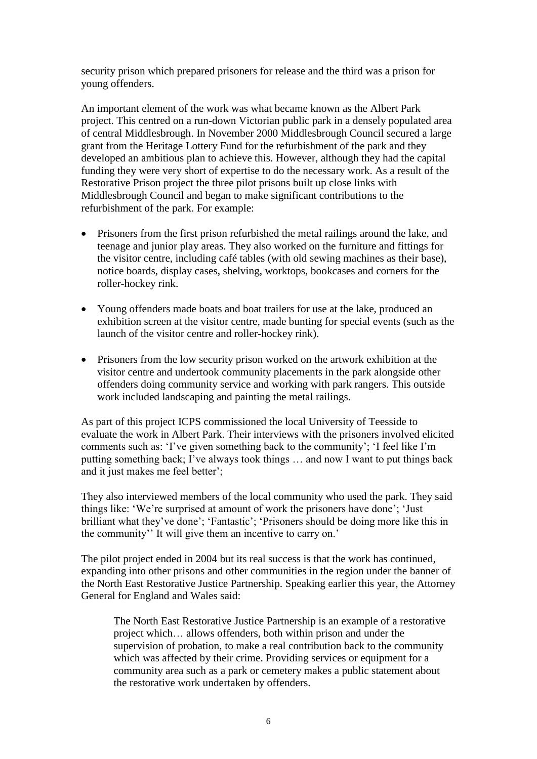security prison which prepared prisoners for release and the third was a prison for young offenders.

An important element of the work was what became known as the Albert Park project. This centred on a run-down Victorian public park in a densely populated area of central Middlesbrough. In November 2000 Middlesbrough Council secured a large grant from the Heritage Lottery Fund for the refurbishment of the park and they developed an ambitious plan to achieve this. However, although they had the capital funding they were very short of expertise to do the necessary work. As a result of the Restorative Prison project the three pilot prisons built up close links with Middlesbrough Council and began to make significant contributions to the refurbishment of the park. For example:

- Prisoners from the first prison refurbished the metal railings around the lake, and teenage and junior play areas. They also worked on the furniture and fittings for the visitor centre, including café tables (with old sewing machines as their base), notice boards, display cases, shelving, worktops, bookcases and corners for the roller-hockey rink.
- Young offenders made boats and boat trailers for use at the lake, produced an exhibition screen at the visitor centre, made bunting for special events (such as the launch of the visitor centre and roller-hockey rink).
- Prisoners from the low security prison worked on the artwork exhibition at the visitor centre and undertook community placements in the park alongside other offenders doing community service and working with park rangers. This outside work included landscaping and painting the metal railings.

As part of this project ICPS commissioned the local University of Teesside to evaluate the work in Albert Park. Their interviews with the prisoners involved elicited comments such as: 'I've given something back to the community'; 'I feel like I'm putting something back; I've always took things … and now I want to put things back and it just makes me feel better';

They also interviewed members of the local community who used the park. They said things like: 'We're surprised at amount of work the prisoners have done'; 'Just brilliant what they've done'; 'Fantastic'; 'Prisoners should be doing more like this in the community'' It will give them an incentive to carry on.'

The pilot project ended in 2004 but its real success is that the work has continued, expanding into other prisons and other communities in the region under the banner of the North East Restorative Justice Partnership. Speaking earlier this year, the Attorney General for England and Wales said:

> The North East Restorative Justice Partnership is an example of a restorative project which… allows offenders, both within prison and under the supervision of probation, to make a real contribution back to the community which was affected by their crime. Providing services or equipment for a community area such as a park or cemetery makes a public statement about the restorative work undertaken by offenders.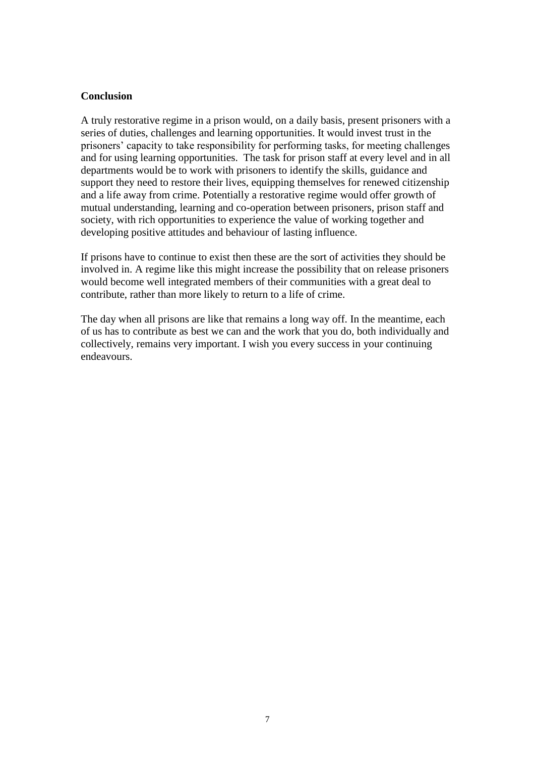**Conclusion**

A truly restorative regime in a prison would, on a daily basis, present prisoners with a series of duties, challenges and learning opportunities. It would invest trust in the prisoners' capacity to take responsibility for performing tasks, for meeting challenges and for using learning opportunities.  The task for prison staff at every level and in all departments would be to work with prisoners to identify the skills, guidance and support they need to restore their lives, equipping themselves for renewed citizenship and a life away from crime. Potentially a restorative regime would offer growth of mutual understanding, learning and co-operation between prisoners, prison staff and society, with rich opportunities to experience the value of working together and developing positive attitudes and behaviour of lasting influence.

If prisons have to continue to exist then these are the sort of activities they should be involved in. A regime like this might increase the possibility that on release prisoners would become well integrated members of their communities with a great deal to contribute, rather than more likely to return to a life of crime.

The day when all prisons are like that remains a long way off. In the meantime, each of us has to contribute as best we can and the work that you do, both individually and collectively, remains very important. I wish you every success in your continuing endeavours.